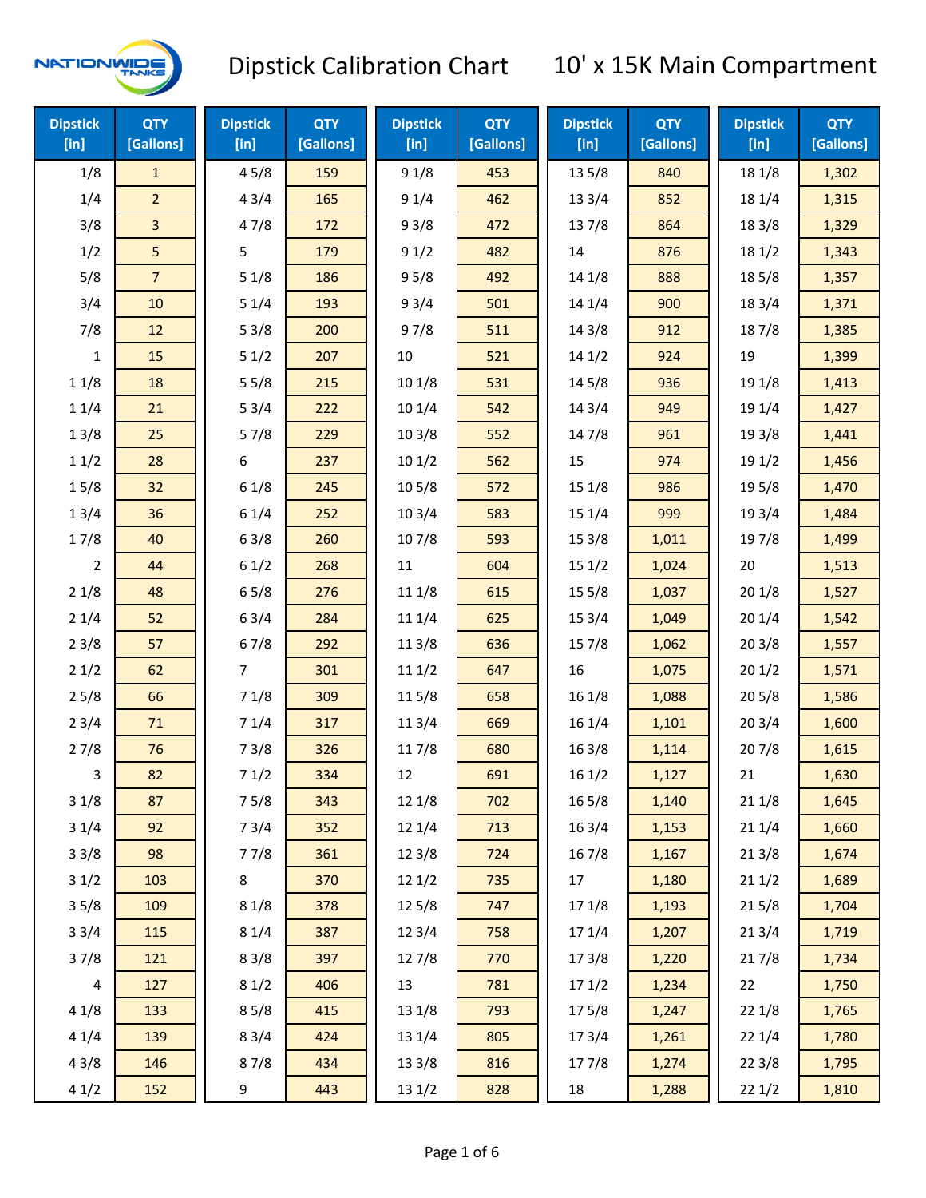# Dipstick Calibration Chart

## 10' x 15K Main Compartment

| Dipstick [in] | QTY [Gallons] | Dipstick [in] | QTY [Gallons] | Dipstick [in] | QTY [Gallons] | Dipstick [in] | QTY [Gallons] | Dipstick [in] | QTY [Gallons] |
|---|---|---|---|---|---|---|---|---|---|
| 1/8 | 1 | 4 5/8 | 159 | 9 1/8 | 453 | 13 5/8 | 840 | 18 1/8 | 1,302 |
| 1/4 | 2 | 4 3/4 | 165 | 9 1/4 | 462 | 13 3/4 | 852 | 18 1/4 | 1,315 |
| 3/8 | 3 | 4 7/8 | 172 | 9 3/8 | 472 | 13 7/8 | 864 | 18 3/8 | 1,329 |
| 1/2 | 5 | 5 | 179 | 9 1/2 | 482 | 14 | 876 | 18 1/2 | 1,343 |
| 5/8 | 7 | 5 1/8 | 186 | 9 5/8 | 492 | 14 1/8 | 888 | 18 5/8 | 1,357 |
| 3/4 | 10 | 5 1/4 | 193 | 9 3/4 | 501 | 14 1/4 | 900 | 18 3/4 | 1,371 |
| 7/8 | 12 | 5 3/8 | 200 | 9 7/8 | 511 | 14 3/8 | 912 | 18 7/8 | 1,385 |
| 1 | 15 | 5 1/2 | 207 | 10 | 521 | 14 1/2 | 924 | 19 | 1,399 |
| 1 1/8 | 18 | 5 5/8 | 215 | 10 1/8 | 531 | 14 5/8 | 936 | 19 1/8 | 1,413 |
| 1 1/4 | 21 | 5 3/4 | 222 | 10 1/4 | 542 | 14 3/4 | 949 | 19 1/4 | 1,427 |
| 1 3/8 | 25 | 5 7/8 | 229 | 10 3/8 | 552 | 14 7/8 | 961 | 19 3/8 | 1,441 |
| 1 1/2 | 28 | 6 | 237 | 10 1/2 | 562 | 15 | 974 | 19 1/2 | 1,456 |
| 1 5/8 | 32 | 6 1/8 | 245 | 10 5/8 | 572 | 15 1/8 | 986 | 19 5/8 | 1,470 |
| 1 3/4 | 36 | 6 1/4 | 252 | 10 3/4 | 583 | 15 1/4 | 999 | 19 3/4 | 1,484 |
| 1 7/8 | 40 | 6 3/8 | 260 | 10 7/8 | 593 | 15 3/8 | 1,011 | 19 7/8 | 1,499 |
| 2 | 44 | 6 1/2 | 268 | 11 | 604 | 15 1/2 | 1,024 | 20 | 1,513 |
| 2 1/8 | 48 | 6 5/8 | 276 | 11 1/8 | 615 | 15 5/8 | 1,037 | 20 1/8 | 1,527 |
| 2 1/4 | 52 | 6 3/4 | 284 | 11 1/4 | 625 | 15 3/4 | 1,049 | 20 1/4 | 1,542 |
| 2 3/8 | 57 | 6 7/8 | 292 | 11 3/8 | 636 | 15 7/8 | 1,062 | 20 3/8 | 1,557 |
| 2 1/2 | 62 | 7 | 301 | 11 1/2 | 647 | 16 | 1,075 | 20 1/2 | 1,571 |
| 2 5/8 | 66 | 7 1/8 | 309 | 11 5/8 | 658 | 16 1/8 | 1,088 | 20 5/8 | 1,586 |
| 2 3/4 | 71 | 7 1/4 | 317 | 11 3/4 | 669 | 16 1/4 | 1,101 | 20 3/4 | 1,600 |
| 2 7/8 | 76 | 7 3/8 | 326 | 11 7/8 | 680 | 16 3/8 | 1,114 | 20 7/8 | 1,615 |
| 3 | 82 | 7 1/2 | 334 | 12 | 691 | 16 1/2 | 1,127 | 21 | 1,630 |
| 3 1/8 | 87 | 7 5/8 | 343 | 12 1/8 | 702 | 16 5/8 | 1,140 | 21 1/8 | 1,645 |
| 3 1/4 | 92 | 7 3/4 | 352 | 12 1/4 | 713 | 16 3/4 | 1,153 | 21 1/4 | 1,660 |
| 3 3/8 | 98 | 7 7/8 | 361 | 12 3/8 | 724 | 16 7/8 | 1,167 | 21 3/8 | 1,674 |
| 3 1/2 | 103 | 8 | 370 | 12 1/2 | 735 | 17 | 1,180 | 21 1/2 | 1,689 |
| 3 5/8 | 109 | 8 1/8 | 378 | 12 5/8 | 747 | 17 1/8 | 1,193 | 21 5/8 | 1,704 |
| 3 3/4 | 115 | 8 1/4 | 387 | 12 3/4 | 758 | 17 1/4 | 1,207 | 21 3/4 | 1,719 |
| 3 7/8 | 121 | 8 3/8 | 397 | 12 7/8 | 770 | 17 3/8 | 1,220 | 21 7/8 | 1,734 |
| 4 | 127 | 8 1/2 | 406 | 13 | 781 | 17 1/2 | 1,234 | 22 | 1,750 |
| 4 1/8 | 133 | 8 5/8 | 415 | 13 1/8 | 793 | 17 5/8 | 1,247 | 22 1/8 | 1,765 |
| 4 1/4 | 139 | 8 3/4 | 424 | 13 1/4 | 805 | 17 3/4 | 1,261 | 22 1/4 | 1,780 |
| 4 3/8 | 146 | 8 7/8 | 434 | 13 3/8 | 816 | 17 7/8 | 1,274 | 22 3/8 | 1,795 |
| 4 1/2 | 152 | 9 | 443 | 13 1/2 | 828 | 18 | 1,288 | 22 1/2 | 1,810 |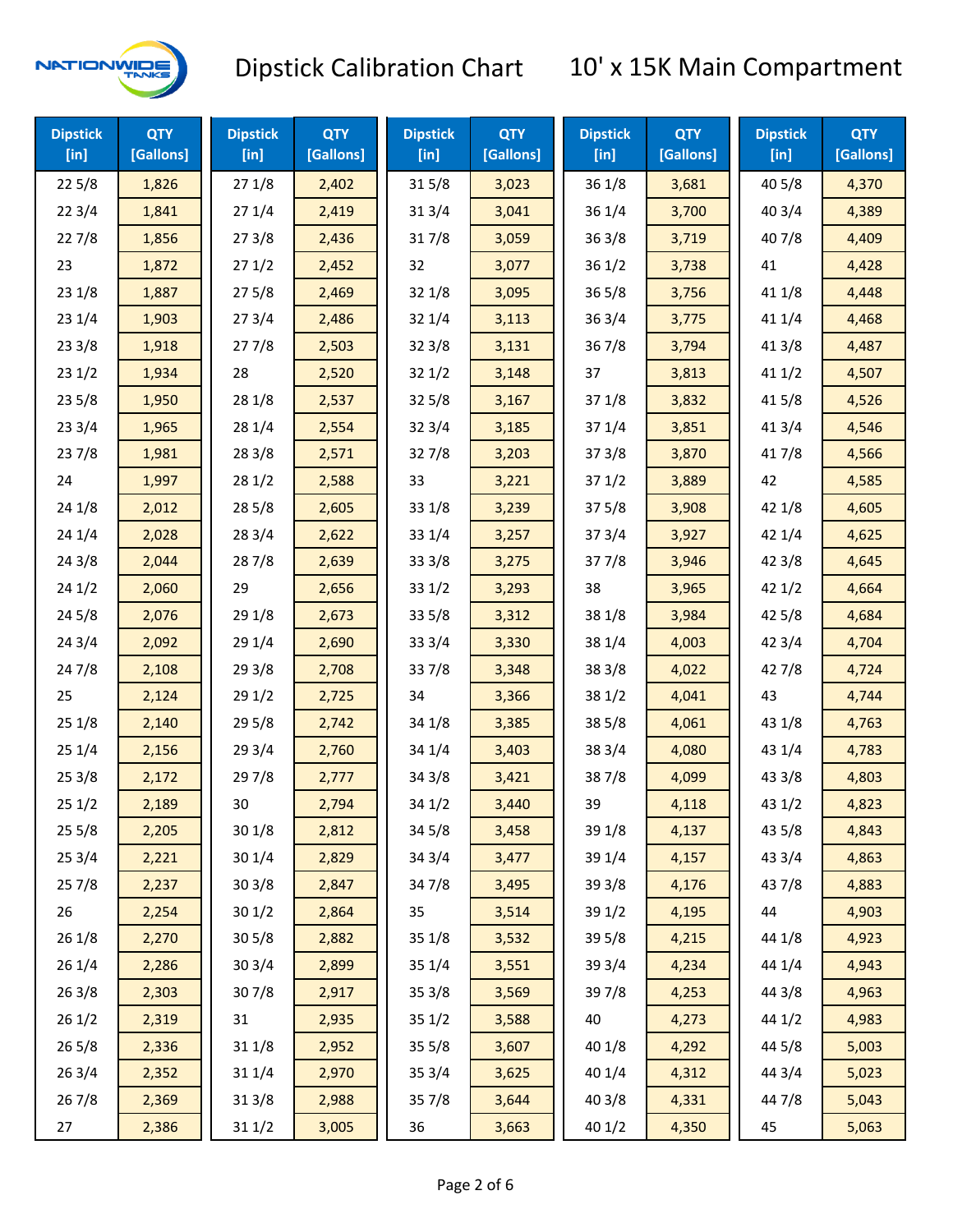# Dipstick Calibration Chart — 10' x 15K Main Compartment

| Dipstick [in] | QTY [Gallons] | Dipstick [in] | QTY [Gallons] | Dipstick [in] | QTY [Gallons] | Dipstick [in] | QTY [Gallons] | Dipstick [in] | QTY [Gallons] |
|---|---|---|---|---|---|---|---|---|---|
| 22 5/8 | 1,826 | 27 1/8 | 2,402 | 31 5/8 | 3,023 | 36 1/8 | 3,681 | 40 5/8 | 4,370 |
| 22 3/4 | 1,841 | 27 1/4 | 2,419 | 31 3/4 | 3,041 | 36 1/4 | 3,700 | 40 3/4 | 4,389 |
| 22 7/8 | 1,856 | 27 3/8 | 2,436 | 31 7/8 | 3,059 | 36 3/8 | 3,719 | 40 7/8 | 4,409 |
| 23 | 1,872 | 27 1/2 | 2,452 | 32 | 3,077 | 36 1/2 | 3,738 | 41 | 4,428 |
| 23 1/8 | 1,887 | 27 5/8 | 2,469 | 32 1/8 | 3,095 | 36 5/8 | 3,756 | 41 1/8 | 4,448 |
| 23 1/4 | 1,903 | 27 3/4 | 2,486 | 32 1/4 | 3,113 | 36 3/4 | 3,775 | 41 1/4 | 4,468 |
| 23 3/8 | 1,918 | 27 7/8 | 2,503 | 32 3/8 | 3,131 | 36 7/8 | 3,794 | 41 3/8 | 4,487 |
| 23 1/2 | 1,934 | 28 | 2,520 | 32 1/2 | 3,148 | 37 | 3,813 | 41 1/2 | 4,507 |
| 23 5/8 | 1,950 | 28 1/8 | 2,537 | 32 5/8 | 3,167 | 37 1/8 | 3,832 | 41 5/8 | 4,526 |
| 23 3/4 | 1,965 | 28 1/4 | 2,554 | 32 3/4 | 3,185 | 37 1/4 | 3,851 | 41 3/4 | 4,546 |
| 23 7/8 | 1,981 | 28 3/8 | 2,571 | 32 7/8 | 3,203 | 37 3/8 | 3,870 | 41 7/8 | 4,566 |
| 24 | 1,997 | 28 1/2 | 2,588 | 33 | 3,221 | 37 1/2 | 3,889 | 42 | 4,585 |
| 24 1/8 | 2,012 | 28 5/8 | 2,605 | 33 1/8 | 3,239 | 37 5/8 | 3,908 | 42 1/8 | 4,605 |
| 24 1/4 | 2,028 | 28 3/4 | 2,622 | 33 1/4 | 3,257 | 37 3/4 | 3,927 | 42 1/4 | 4,625 |
| 24 3/8 | 2,044 | 28 7/8 | 2,639 | 33 3/8 | 3,275 | 37 7/8 | 3,946 | 42 3/8 | 4,645 |
| 24 1/2 | 2,060 | 29 | 2,656 | 33 1/2 | 3,293 | 38 | 3,965 | 42 1/2 | 4,664 |
| 24 5/8 | 2,076 | 29 1/8 | 2,673 | 33 5/8 | 3,312 | 38 1/8 | 3,984 | 42 5/8 | 4,684 |
| 24 3/4 | 2,092 | 29 1/4 | 2,690 | 33 3/4 | 3,330 | 38 1/4 | 4,003 | 42 3/4 | 4,704 |
| 24 7/8 | 2,108 | 29 3/8 | 2,708 | 33 7/8 | 3,348 | 38 3/8 | 4,022 | 42 7/8 | 4,724 |
| 25 | 2,124 | 29 1/2 | 2,725 | 34 | 3,366 | 38 1/2 | 4,041 | 43 | 4,744 |
| 25 1/8 | 2,140 | 29 5/8 | 2,742 | 34 1/8 | 3,385 | 38 5/8 | 4,061 | 43 1/8 | 4,763 |
| 25 1/4 | 2,156 | 29 3/4 | 2,760 | 34 1/4 | 3,403 | 38 3/4 | 4,080 | 43 1/4 | 4,783 |
| 25 3/8 | 2,172 | 29 7/8 | 2,777 | 34 3/8 | 3,421 | 38 7/8 | 4,099 | 43 3/8 | 4,803 |
| 25 1/2 | 2,189 | 30 | 2,794 | 34 1/2 | 3,440 | 39 | 4,118 | 43 1/2 | 4,823 |
| 25 5/8 | 2,205 | 30 1/8 | 2,812 | 34 5/8 | 3,458 | 39 1/8 | 4,137 | 43 5/8 | 4,843 |
| 25 3/4 | 2,221 | 30 1/4 | 2,829 | 34 3/4 | 3,477 | 39 1/4 | 4,157 | 43 3/4 | 4,863 |
| 25 7/8 | 2,237 | 30 3/8 | 2,847 | 34 7/8 | 3,495 | 39 3/8 | 4,176 | 43 7/8 | 4,883 |
| 26 | 2,254 | 30 1/2 | 2,864 | 35 | 3,514 | 39 1/2 | 4,195 | 44 | 4,903 |
| 26 1/8 | 2,270 | 30 5/8 | 2,882 | 35 1/8 | 3,532 | 39 5/8 | 4,215 | 44 1/8 | 4,923 |
| 26 1/4 | 2,286 | 30 3/4 | 2,899 | 35 1/4 | 3,551 | 39 3/4 | 4,234 | 44 1/4 | 4,943 |
| 26 3/8 | 2,303 | 30 7/8 | 2,917 | 35 3/8 | 3,569 | 39 7/8 | 4,253 | 44 3/8 | 4,963 |
| 26 1/2 | 2,319 | 31 | 2,935 | 35 1/2 | 3,588 | 40 | 4,273 | 44 1/2 | 4,983 |
| 26 5/8 | 2,336 | 31 1/8 | 2,952 | 35 5/8 | 3,607 | 40 1/8 | 4,292 | 44 5/8 | 5,003 |
| 26 3/4 | 2,352 | 31 1/4 | 2,970 | 35 3/4 | 3,625 | 40 1/4 | 4,312 | 44 3/4 | 5,023 |
| 26 7/8 | 2,369 | 31 3/8 | 2,988 | 35 7/8 | 3,644 | 40 3/8 | 4,331 | 44 7/8 | 5,043 |
| 27 | 2,386 | 31 1/2 | 3,005 | 36 | 3,663 | 40 1/2 | 4,350 | 45 | 5,063 |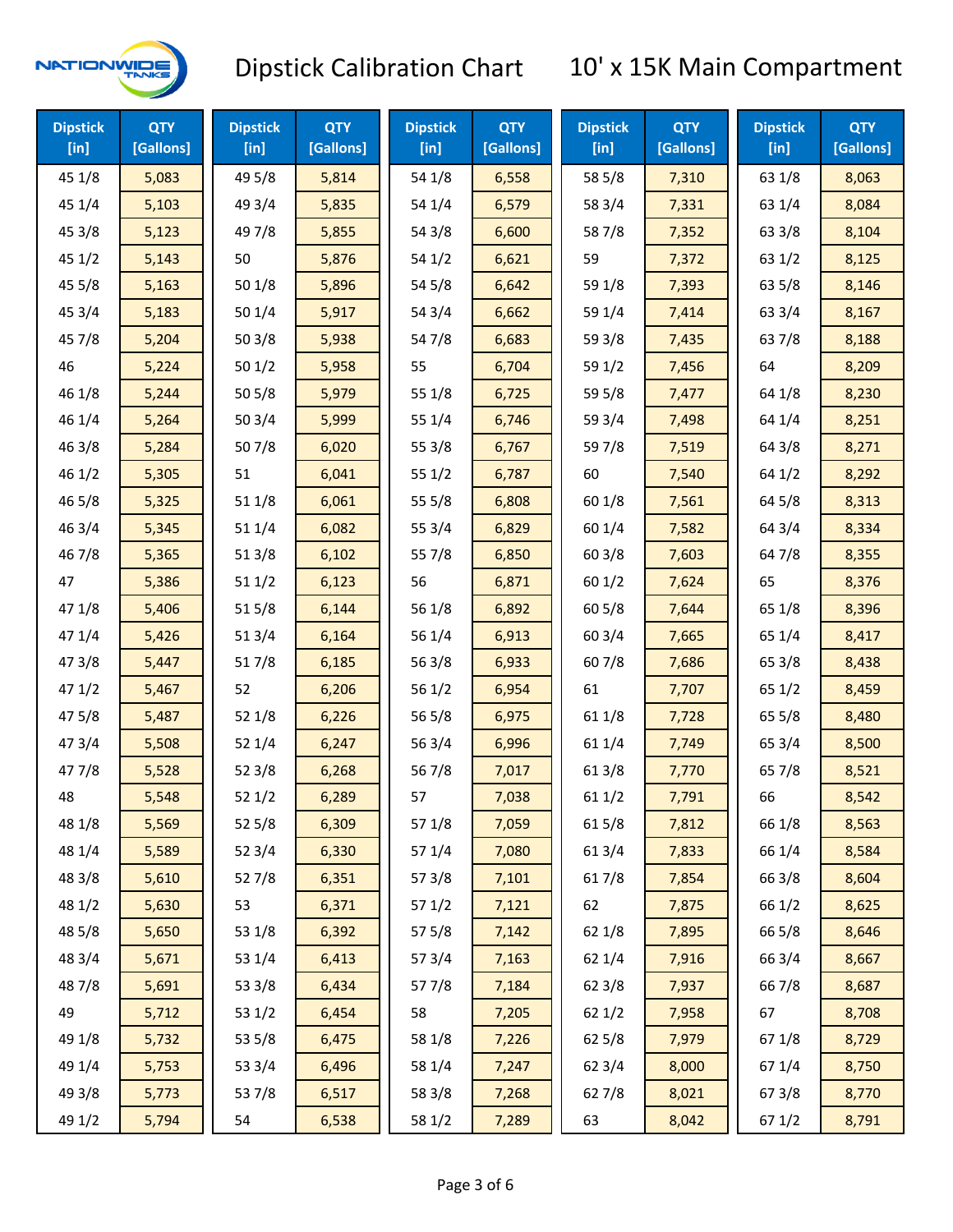# Dipstick Calibration Chart — 10' x 15K Main Compartment

| Dipstick [in] | QTY [Gallons] | Dipstick [in] | QTY [Gallons] | Dipstick [in] | QTY [Gallons] | Dipstick [in] | QTY [Gallons] | Dipstick [in] | QTY [Gallons] |
|---|---|---|---|---|---|---|---|---|---|
| 45 1/8 | 5,083 | 49 5/8 | 5,814 | 54 1/8 | 6,558 | 58 5/8 | 7,310 | 63 1/8 | 8,063 |
| 45 1/4 | 5,103 | 49 3/4 | 5,835 | 54 1/4 | 6,579 | 58 3/4 | 7,331 | 63 1/4 | 8,084 |
| 45 3/8 | 5,123 | 49 7/8 | 5,855 | 54 3/8 | 6,600 | 58 7/8 | 7,352 | 63 3/8 | 8,104 |
| 45 1/2 | 5,143 | 50 | 5,876 | 54 1/2 | 6,621 | 59 | 7,372 | 63 1/2 | 8,125 |
| 45 5/8 | 5,163 | 50 1/8 | 5,896 | 54 5/8 | 6,642 | 59 1/8 | 7,393 | 63 5/8 | 8,146 |
| 45 3/4 | 5,183 | 50 1/4 | 5,917 | 54 3/4 | 6,662 | 59 1/4 | 7,414 | 63 3/4 | 8,167 |
| 45 7/8 | 5,204 | 50 3/8 | 5,938 | 54 7/8 | 6,683 | 59 3/8 | 7,435 | 63 7/8 | 8,188 |
| 46 | 5,224 | 50 1/2 | 5,958 | 55 | 6,704 | 59 1/2 | 7,456 | 64 | 8,209 |
| 46 1/8 | 5,244 | 50 5/8 | 5,979 | 55 1/8 | 6,725 | 59 5/8 | 7,477 | 64 1/8 | 8,230 |
| 46 1/4 | 5,264 | 50 3/4 | 5,999 | 55 1/4 | 6,746 | 59 3/4 | 7,498 | 64 1/4 | 8,251 |
| 46 3/8 | 5,284 | 50 7/8 | 6,020 | 55 3/8 | 6,767 | 59 7/8 | 7,519 | 64 3/8 | 8,271 |
| 46 1/2 | 5,305 | 51 | 6,041 | 55 1/2 | 6,787 | 60 | 7,540 | 64 1/2 | 8,292 |
| 46 5/8 | 5,325 | 51 1/8 | 6,061 | 55 5/8 | 6,808 | 60 1/8 | 7,561 | 64 5/8 | 8,313 |
| 46 3/4 | 5,345 | 51 1/4 | 6,082 | 55 3/4 | 6,829 | 60 1/4 | 7,582 | 64 3/4 | 8,334 |
| 46 7/8 | 5,365 | 51 3/8 | 6,102 | 55 7/8 | 6,850 | 60 3/8 | 7,603 | 64 7/8 | 8,355 |
| 47 | 5,386 | 51 1/2 | 6,123 | 56 | 6,871 | 60 1/2 | 7,624 | 65 | 8,376 |
| 47 1/8 | 5,406 | 51 5/8 | 6,144 | 56 1/8 | 6,892 | 60 5/8 | 7,644 | 65 1/8 | 8,396 |
| 47 1/4 | 5,426 | 51 3/4 | 6,164 | 56 1/4 | 6,913 | 60 3/4 | 7,665 | 65 1/4 | 8,417 |
| 47 3/8 | 5,447 | 51 7/8 | 6,185 | 56 3/8 | 6,933 | 60 7/8 | 7,686 | 65 3/8 | 8,438 |
| 47 1/2 | 5,467 | 52 | 6,206 | 56 1/2 | 6,954 | 61 | 7,707 | 65 1/2 | 8,459 |
| 47 5/8 | 5,487 | 52 1/8 | 6,226 | 56 5/8 | 6,975 | 61 1/8 | 7,728 | 65 5/8 | 8,480 |
| 47 3/4 | 5,508 | 52 1/4 | 6,247 | 56 3/4 | 6,996 | 61 1/4 | 7,749 | 65 3/4 | 8,500 |
| 47 7/8 | 5,528 | 52 3/8 | 6,268 | 56 7/8 | 7,017 | 61 3/8 | 7,770 | 65 7/8 | 8,521 |
| 48 | 5,548 | 52 1/2 | 6,289 | 57 | 7,038 | 61 1/2 | 7,791 | 66 | 8,542 |
| 48 1/8 | 5,569 | 52 5/8 | 6,309 | 57 1/8 | 7,059 | 61 5/8 | 7,812 | 66 1/8 | 8,563 |
| 48 1/4 | 5,589 | 52 3/4 | 6,330 | 57 1/4 | 7,080 | 61 3/4 | 7,833 | 66 1/4 | 8,584 |
| 48 3/8 | 5,610 | 52 7/8 | 6,351 | 57 3/8 | 7,101 | 61 7/8 | 7,854 | 66 3/8 | 8,604 |
| 48 1/2 | 5,630 | 53 | 6,371 | 57 1/2 | 7,121 | 62 | 7,875 | 66 1/2 | 8,625 |
| 48 5/8 | 5,650 | 53 1/8 | 6,392 | 57 5/8 | 7,142 | 62 1/8 | 7,895 | 66 5/8 | 8,646 |
| 48 3/4 | 5,671 | 53 1/4 | 6,413 | 57 3/4 | 7,163 | 62 1/4 | 7,916 | 66 3/4 | 8,667 |
| 48 7/8 | 5,691 | 53 3/8 | 6,434 | 57 7/8 | 7,184 | 62 3/8 | 7,937 | 66 7/8 | 8,687 |
| 49 | 5,712 | 53 1/2 | 6,454 | 58 | 7,205 | 62 1/2 | 7,958 | 67 | 8,708 |
| 49 1/8 | 5,732 | 53 5/8 | 6,475 | 58 1/8 | 7,226 | 62 5/8 | 7,979 | 67 1/8 | 8,729 |
| 49 1/4 | 5,753 | 53 3/4 | 6,496 | 58 1/4 | 7,247 | 62 3/4 | 8,000 | 67 1/4 | 8,750 |
| 49 3/8 | 5,773 | 53 7/8 | 6,517 | 58 3/8 | 7,268 | 62 7/8 | 8,021 | 67 3/8 | 8,770 |
| 49 1/2 | 5,794 | 54 | 6,538 | 58 1/2 | 7,289 | 63 | 8,042 | 67 1/2 | 8,791 |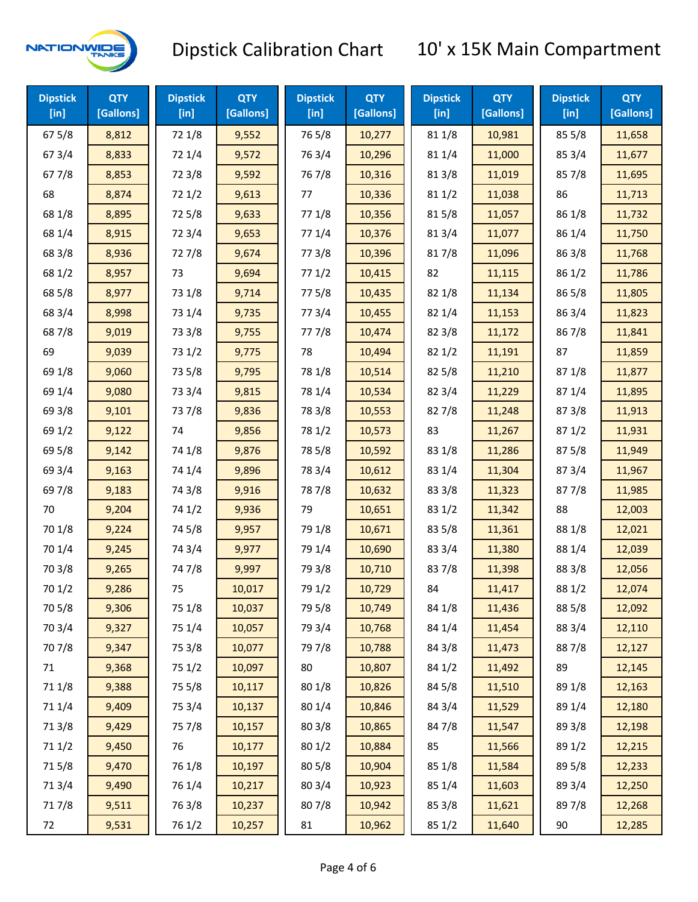# Dipstick Calibration Chart — 10' x 15K Main Compartment

| Dipstick [in] | QTY [Gallons] | Dipstick [in] | QTY [Gallons] | Dipstick [in] | QTY [Gallons] | Dipstick [in] | QTY [Gallons] | Dipstick [in] | QTY [Gallons] |
|---|---|---|---|---|---|---|---|---|---|
| 67 5/8 | 8,812 | 72 1/8 | 9,552 | 76 5/8 | 10,277 | 81 1/8 | 10,981 | 85 5/8 | 11,658 |
| 67 3/4 | 8,833 | 72 1/4 | 9,572 | 76 3/4 | 10,296 | 81 1/4 | 11,000 | 85 3/4 | 11,677 |
| 67 7/8 | 8,853 | 72 3/8 | 9,592 | 76 7/8 | 10,316 | 81 3/8 | 11,019 | 85 7/8 | 11,695 |
| 68 | 8,874 | 72 1/2 | 9,613 | 77 | 10,336 | 81 1/2 | 11,038 | 86 | 11,713 |
| 68 1/8 | 8,895 | 72 5/8 | 9,633 | 77 1/8 | 10,356 | 81 5/8 | 11,057 | 86 1/8 | 11,732 |
| 68 1/4 | 8,915 | 72 3/4 | 9,653 | 77 1/4 | 10,376 | 81 3/4 | 11,077 | 86 1/4 | 11,750 |
| 68 3/8 | 8,936 | 72 7/8 | 9,674 | 77 3/8 | 10,396 | 81 7/8 | 11,096 | 86 3/8 | 11,768 |
| 68 1/2 | 8,957 | 73 | 9,694 | 77 1/2 | 10,415 | 82 | 11,115 | 86 1/2 | 11,786 |
| 68 5/8 | 8,977 | 73 1/8 | 9,714 | 77 5/8 | 10,435 | 82 1/8 | 11,134 | 86 5/8 | 11,805 |
| 68 3/4 | 8,998 | 73 1/4 | 9,735 | 77 3/4 | 10,455 | 82 1/4 | 11,153 | 86 3/4 | 11,823 |
| 68 7/8 | 9,019 | 73 3/8 | 9,755 | 77 7/8 | 10,474 | 82 3/8 | 11,172 | 86 7/8 | 11,841 |
| 69 | 9,039 | 73 1/2 | 9,775 | 78 | 10,494 | 82 1/2 | 11,191 | 87 | 11,859 |
| 69 1/8 | 9,060 | 73 5/8 | 9,795 | 78 1/8 | 10,514 | 82 5/8 | 11,210 | 87 1/8 | 11,877 |
| 69 1/4 | 9,080 | 73 3/4 | 9,815 | 78 1/4 | 10,534 | 82 3/4 | 11,229 | 87 1/4 | 11,895 |
| 69 3/8 | 9,101 | 73 7/8 | 9,836 | 78 3/8 | 10,553 | 82 7/8 | 11,248 | 87 3/8 | 11,913 |
| 69 1/2 | 9,122 | 74 | 9,856 | 78 1/2 | 10,573 | 83 | 11,267 | 87 1/2 | 11,931 |
| 69 5/8 | 9,142 | 74 1/8 | 9,876 | 78 5/8 | 10,592 | 83 1/8 | 11,286 | 87 5/8 | 11,949 |
| 69 3/4 | 9,163 | 74 1/4 | 9,896 | 78 3/4 | 10,612 | 83 1/4 | 11,304 | 87 3/4 | 11,967 |
| 69 7/8 | 9,183 | 74 3/8 | 9,916 | 78 7/8 | 10,632 | 83 3/8 | 11,323 | 87 7/8 | 11,985 |
| 70 | 9,204 | 74 1/2 | 9,936 | 79 | 10,651 | 83 1/2 | 11,342 | 88 | 12,003 |
| 70 1/8 | 9,224 | 74 5/8 | 9,957 | 79 1/8 | 10,671 | 83 5/8 | 11,361 | 88 1/8 | 12,021 |
| 70 1/4 | 9,245 | 74 3/4 | 9,977 | 79 1/4 | 10,690 | 83 3/4 | 11,380 | 88 1/4 | 12,039 |
| 70 3/8 | 9,265 | 74 7/8 | 9,997 | 79 3/8 | 10,710 | 83 7/8 | 11,398 | 88 3/8 | 12,056 |
| 70 1/2 | 9,286 | 75 | 10,017 | 79 1/2 | 10,729 | 84 | 11,417 | 88 1/2 | 12,074 |
| 70 5/8 | 9,306 | 75 1/8 | 10,037 | 79 5/8 | 10,749 | 84 1/8 | 11,436 | 88 5/8 | 12,092 |
| 70 3/4 | 9,327 | 75 1/4 | 10,057 | 79 3/4 | 10,768 | 84 1/4 | 11,454 | 88 3/4 | 12,110 |
| 70 7/8 | 9,347 | 75 3/8 | 10,077 | 79 7/8 | 10,788 | 84 3/8 | 11,473 | 88 7/8 | 12,127 |
| 71 | 9,368 | 75 1/2 | 10,097 | 80 | 10,807 | 84 1/2 | 11,492 | 89 | 12,145 |
| 71 1/8 | 9,388 | 75 5/8 | 10,117 | 80 1/8 | 10,826 | 84 5/8 | 11,510 | 89 1/8 | 12,163 |
| 71 1/4 | 9,409 | 75 3/4 | 10,137 | 80 1/4 | 10,846 | 84 3/4 | 11,529 | 89 1/4 | 12,180 |
| 71 3/8 | 9,429 | 75 7/8 | 10,157 | 80 3/8 | 10,865 | 84 7/8 | 11,547 | 89 3/8 | 12,198 |
| 71 1/2 | 9,450 | 76 | 10,177 | 80 1/2 | 10,884 | 85 | 11,566 | 89 1/2 | 12,215 |
| 71 5/8 | 9,470 | 76 1/8 | 10,197 | 80 5/8 | 10,904 | 85 1/8 | 11,584 | 89 5/8 | 12,233 |
| 71 3/4 | 9,490 | 76 1/4 | 10,217 | 80 3/4 | 10,923 | 85 1/4 | 11,603 | 89 3/4 | 12,250 |
| 71 7/8 | 9,511 | 76 3/8 | 10,237 | 80 7/8 | 10,942 | 85 3/8 | 11,621 | 89 7/8 | 12,268 |
| 72 | 9,531 | 76 1/2 | 10,257 | 81 | 10,962 | 85 1/2 | 11,640 | 90 | 12,285 |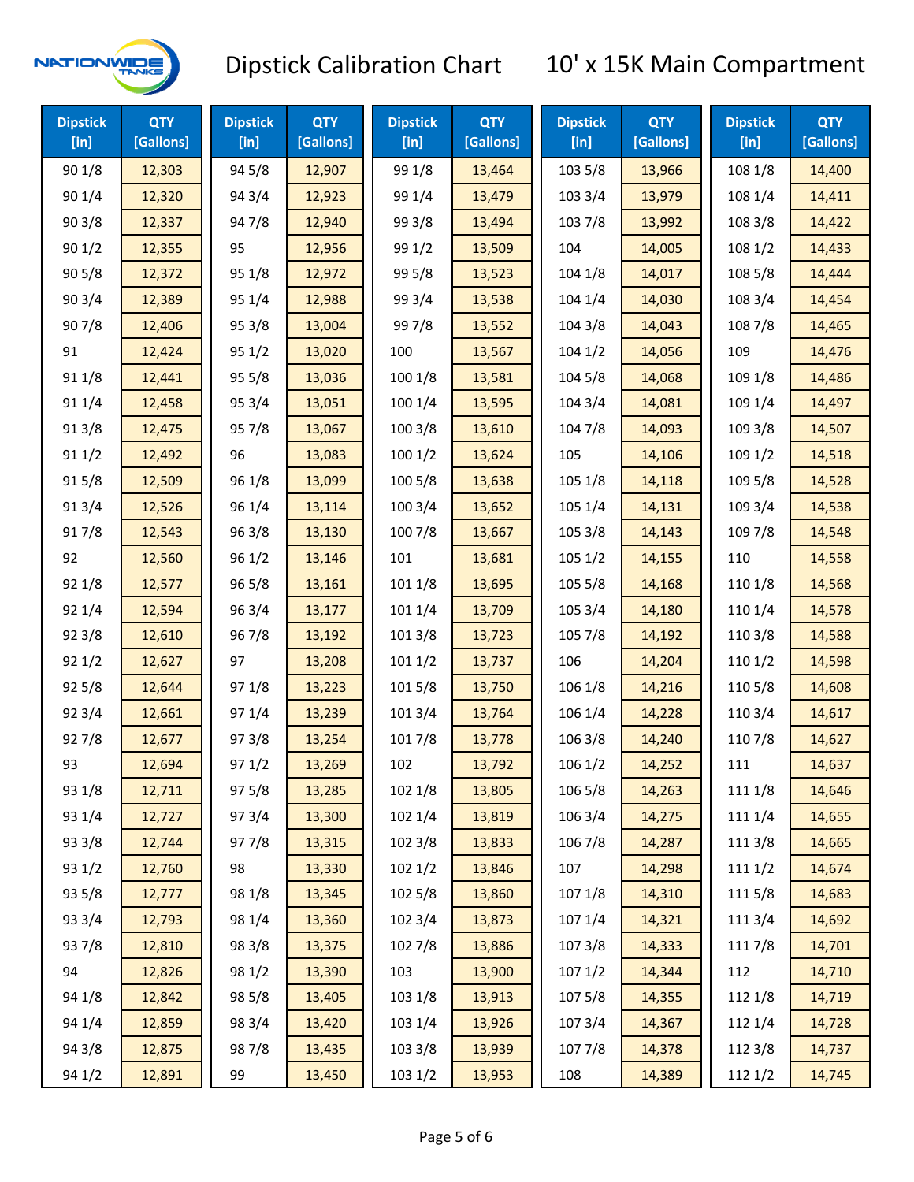# Dipstick Calibration Chart — 10' x 15K Main Compartment

| Dipstick [in] | QTY [Gallons] | Dipstick [in] | QTY [Gallons] | Dipstick [in] | QTY [Gallons] | Dipstick [in] | QTY [Gallons] | Dipstick [in] | QTY [Gallons] |
|---|---|---|---|---|---|---|---|---|---|
| 90 1/8 | 12,303 | 94 5/8 | 12,907 | 99 1/8 | 13,464 | 103 5/8 | 13,966 | 108 1/8 | 14,400 |
| 90 1/4 | 12,320 | 94 3/4 | 12,923 | 99 1/4 | 13,479 | 103 3/4 | 13,979 | 108 1/4 | 14,411 |
| 90 3/8 | 12,337 | 94 7/8 | 12,940 | 99 3/8 | 13,494 | 103 7/8 | 13,992 | 108 3/8 | 14,422 |
| 90 1/2 | 12,355 | 95 | 12,956 | 99 1/2 | 13,509 | 104 | 14,005 | 108 1/2 | 14,433 |
| 90 5/8 | 12,372 | 95 1/8 | 12,972 | 99 5/8 | 13,523 | 104 1/8 | 14,017 | 108 5/8 | 14,444 |
| 90 3/4 | 12,389 | 95 1/4 | 12,988 | 99 3/4 | 13,538 | 104 1/4 | 14,030 | 108 3/4 | 14,454 |
| 90 7/8 | 12,406 | 95 3/8 | 13,004 | 99 7/8 | 13,552 | 104 3/8 | 14,043 | 108 7/8 | 14,465 |
| 91 | 12,424 | 95 1/2 | 13,020 | 100 | 13,567 | 104 1/2 | 14,056 | 109 | 14,476 |
| 91 1/8 | 12,441 | 95 5/8 | 13,036 | 100 1/8 | 13,581 | 104 5/8 | 14,068 | 109 1/8 | 14,486 |
| 91 1/4 | 12,458 | 95 3/4 | 13,051 | 100 1/4 | 13,595 | 104 3/4 | 14,081 | 109 1/4 | 14,497 |
| 91 3/8 | 12,475 | 95 7/8 | 13,067 | 100 3/8 | 13,610 | 104 7/8 | 14,093 | 109 3/8 | 14,507 |
| 91 1/2 | 12,492 | 96 | 13,083 | 100 1/2 | 13,624 | 105 | 14,106 | 109 1/2 | 14,518 |
| 91 5/8 | 12,509 | 96 1/8 | 13,099 | 100 5/8 | 13,638 | 105 1/8 | 14,118 | 109 5/8 | 14,528 |
| 91 3/4 | 12,526 | 96 1/4 | 13,114 | 100 3/4 | 13,652 | 105 1/4 | 14,131 | 109 3/4 | 14,538 |
| 91 7/8 | 12,543 | 96 3/8 | 13,130 | 100 7/8 | 13,667 | 105 3/8 | 14,143 | 109 7/8 | 14,548 |
| 92 | 12,560 | 96 1/2 | 13,146 | 101 | 13,681 | 105 1/2 | 14,155 | 110 | 14,558 |
| 92 1/8 | 12,577 | 96 5/8 | 13,161 | 101 1/8 | 13,695 | 105 5/8 | 14,168 | 110 1/8 | 14,568 |
| 92 1/4 | 12,594 | 96 3/4 | 13,177 | 101 1/4 | 13,709 | 105 3/4 | 14,180 | 110 1/4 | 14,578 |
| 92 3/8 | 12,610 | 96 7/8 | 13,192 | 101 3/8 | 13,723 | 105 7/8 | 14,192 | 110 3/8 | 14,588 |
| 92 1/2 | 12,627 | 97 | 13,208 | 101 1/2 | 13,737 | 106 | 14,204 | 110 1/2 | 14,598 |
| 92 5/8 | 12,644 | 97 1/8 | 13,223 | 101 5/8 | 13,750 | 106 1/8 | 14,216 | 110 5/8 | 14,608 |
| 92 3/4 | 12,661 | 97 1/4 | 13,239 | 101 3/4 | 13,764 | 106 1/4 | 14,228 | 110 3/4 | 14,617 |
| 92 7/8 | 12,677 | 97 3/8 | 13,254 | 101 7/8 | 13,778 | 106 3/8 | 14,240 | 110 7/8 | 14,627 |
| 93 | 12,694 | 97 1/2 | 13,269 | 102 | 13,792 | 106 1/2 | 14,252 | 111 | 14,637 |
| 93 1/8 | 12,711 | 97 5/8 | 13,285 | 102 1/8 | 13,805 | 106 5/8 | 14,263 | 111 1/8 | 14,646 |
| 93 1/4 | 12,727 | 97 3/4 | 13,300 | 102 1/4 | 13,819 | 106 3/4 | 14,275 | 111 1/4 | 14,655 |
| 93 3/8 | 12,744 | 97 7/8 | 13,315 | 102 3/8 | 13,833 | 106 7/8 | 14,287 | 111 3/8 | 14,665 |
| 93 1/2 | 12,760 | 98 | 13,330 | 102 1/2 | 13,846 | 107 | 14,298 | 111 1/2 | 14,674 |
| 93 5/8 | 12,777 | 98 1/8 | 13,345 | 102 5/8 | 13,860 | 107 1/8 | 14,310 | 111 5/8 | 14,683 |
| 93 3/4 | 12,793 | 98 1/4 | 13,360 | 102 3/4 | 13,873 | 107 1/4 | 14,321 | 111 3/4 | 14,692 |
| 93 7/8 | 12,810 | 98 3/8 | 13,375 | 102 7/8 | 13,886 | 107 3/8 | 14,333 | 111 7/8 | 14,701 |
| 94 | 12,826 | 98 1/2 | 13,390 | 103 | 13,900 | 107 1/2 | 14,344 | 112 | 14,710 |
| 94 1/8 | 12,842 | 98 5/8 | 13,405 | 103 1/8 | 13,913 | 107 5/8 | 14,355 | 112 1/8 | 14,719 |
| 94 1/4 | 12,859 | 98 3/4 | 13,420 | 103 1/4 | 13,926 | 107 3/4 | 14,367 | 112 1/4 | 14,728 |
| 94 3/8 | 12,875 | 98 7/8 | 13,435 | 103 3/8 | 13,939 | 107 7/8 | 14,378 | 112 3/8 | 14,737 |
| 94 1/2 | 12,891 | 99 | 13,450 | 103 1/2 | 13,953 | 108 | 14,389 | 112 1/2 | 14,745 |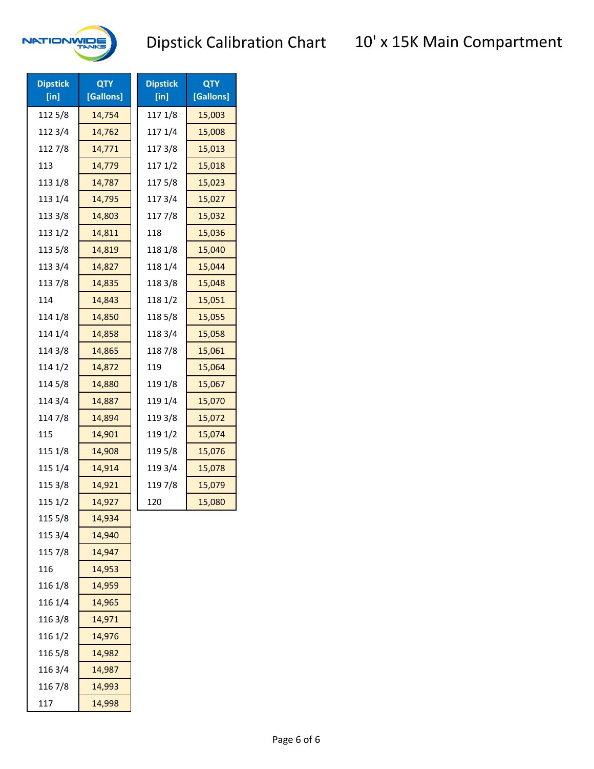# Dipstick Calibration Chart    10' x 15K Main Compartment

| Dipstick [in] | QTY [Gallons] |
|---|---|
| 112 5/8 | 14,754 |
| 112 3/4 | 14,762 |
| 112 7/8 | 14,771 |
| 113 | 14,779 |
| 113 1/8 | 14,787 |
| 113 1/4 | 14,795 |
| 113 3/8 | 14,803 |
| 113 1/2 | 14,811 |
| 113 5/8 | 14,819 |
| 113 3/4 | 14,827 |
| 113 7/8 | 14,835 |
| 114 | 14,843 |
| 114 1/8 | 14,850 |
| 114 1/4 | 14,858 |
| 114 3/8 | 14,865 |
| 114 1/2 | 14,872 |
| 114 5/8 | 14,880 |
| 114 3/4 | 14,887 |
| 114 7/8 | 14,894 |
| 115 | 14,901 |
| 115 1/8 | 14,908 |
| 115 1/4 | 14,914 |
| 115 3/8 | 14,921 |
| 115 1/2 | 14,927 |
| 115 5/8 | 14,934 |
| 115 3/4 | 14,940 |
| 115 7/8 | 14,947 |
| 116 | 14,953 |
| 116 1/8 | 14,959 |
| 116 1/4 | 14,965 |
| 116 3/8 | 14,971 |
| 116 1/2 | 14,976 |
| 116 5/8 | 14,982 |
| 116 3/4 | 14,987 |
| 116 7/8 | 14,993 |
| 117 | 14,998 |
| 117 1/8 | 15,003 |
| 117 1/4 | 15,008 |
| 117 3/8 | 15,013 |
| 117 1/2 | 15,018 |
| 117 5/8 | 15,023 |
| 117 3/4 | 15,027 |
| 117 7/8 | 15,032 |
| 118 | 15,036 |
| 118 1/8 | 15,040 |
| 118 1/4 | 15,044 |
| 118 3/8 | 15,048 |
| 118 1/2 | 15,051 |
| 118 5/8 | 15,055 |
| 118 3/4 | 15,058 |
| 118 7/8 | 15,061 |
| 119 | 15,064 |
| 119 1/8 | 15,067 |
| 119 1/4 | 15,070 |
| 119 3/8 | 15,072 |
| 119 1/2 | 15,074 |
| 119 5/8 | 15,076 |
| 119 3/4 | 15,078 |
| 119 7/8 | 15,079 |
| 120 | 15,080 |